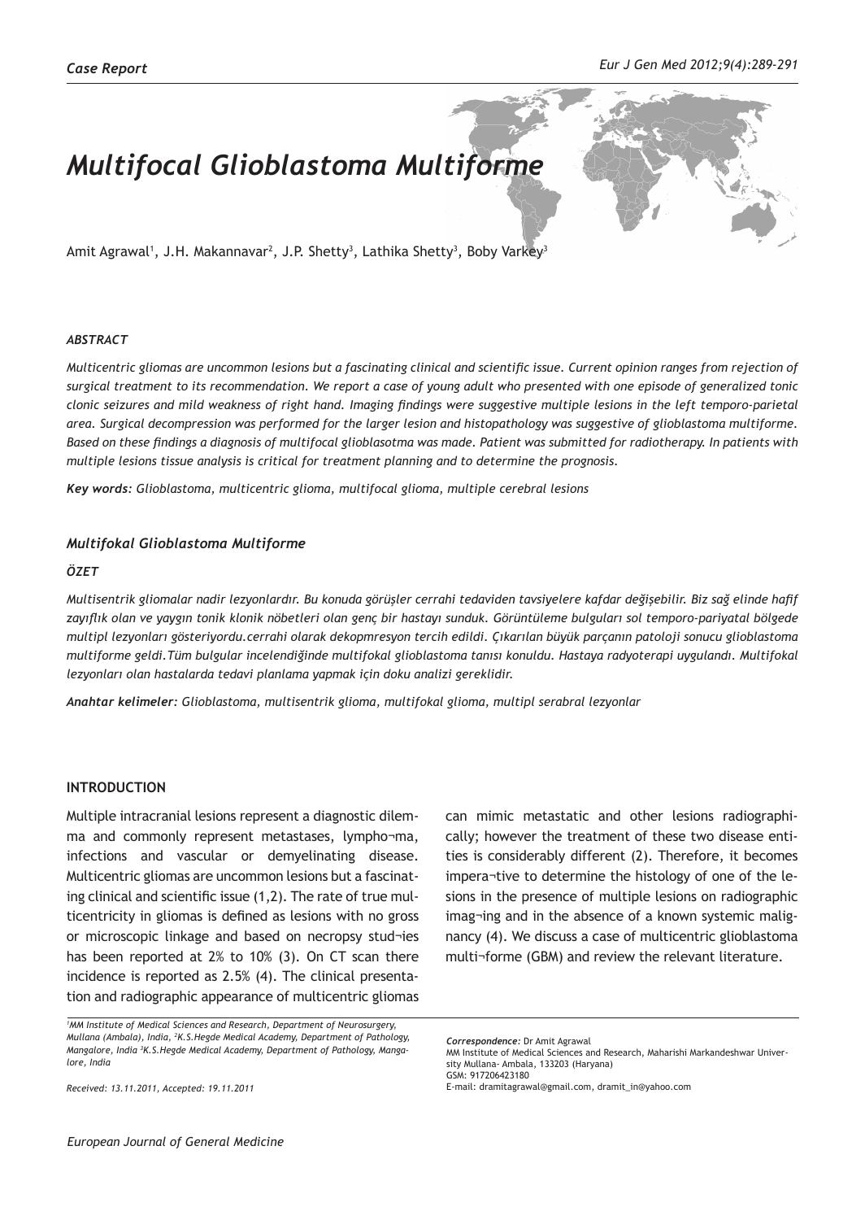*Case Report*

# *Multifocal Glioblastoma Multiforme*

Amit Agrawal[1], J.H. Makannavar[2], J.P. Shetty[3], Lathika Shetty[3], Boby Varkey[3]

### *ABSTRACT*

*Multicentric gliomas are uncommon lesions but a fascinating clinical and scientific issue. Current opinion ranges from rejection of surgical treatment to its recommendation. We report a case of young adult who presented with one episode of generalized tonic clonic seizures and mild weakness of right hand. Imaging findings were suggestive multiple lesions in the left temporo-parietal area. Surgical decompression was performed for the larger lesion and histopathology was suggestive of glioblastoma multiforme. Based on these findings a diagnosis of multifocal glioblasotma was made. Patient was submitted for radiotherapy. In patients with multiple lesions tissue analysis is critical for treatment planning and to determine the prognosis.*

***Key words**: Glioblastoma, multicentric glioma, multifocal glioma, multiple cerebral lesions*

### *Multifokal Glioblastoma Multiforme*

### *ÖZET*

*Multisentrik gliomalar nadir lezyonlardır. Bu konuda görüşler cerrahi tedaviden tavsiyelere kafdar değişebilir. Biz sağ elinde hafif zayıflık olan ve yaygın tonik klonik nöbetleri olan genç bir hastayı sunduk. Görüntüleme bulguları sol temporo-pariyatal bölgede multipl lezyonları gösteriyordu.cerrahi olarak dekopmresyon tercih edildi. Çıkarılan büyük parçanın patoloji sonucu glioblastoma multiforme geldi.Tüm bulgular incelendiğinde multifokal glioblastoma tanısı konuldu. Hastaya radyoterapi uygulandı. Multifokal lezyonları olan hastalarda tedavi planlama yapmak için doku analizi gereklidir.*

***Anahtar kelimeler**: Glioblastoma, multisentrik glioma, multifokal glioma, multipl serabral lezyonlar*

## INTRODUCTION

Multiple intracranial lesions represent a diagnostic dilemma and commonly represent metastases, lympho¬ma, infections and vascular or demyelinating disease. Multicentric gliomas are uncommon lesions but a fascinating clinical and scientific issue (1,2). The rate of true multicentricity in gliomas is defined as lesions with no gross or microscopic linkage and based on necropsy stud¬ies has been reported at 2% to 10% (3). On CT scan there incidence is reported as 2.5% (4). The clinical presentation and radiographic appearance of multicentric gliomas can mimic metastatic and other lesions radiographically; however the treatment of these two disease entities is considerably different (2). Therefore, it becomes impera¬tive to determine the histology of one of the lesions in the presence of multiple lesions on radiographic imag¬ing and in the absence of a known systemic malignancy (4). We discuss a case of multicentric glioblastoma multi¬forme (GBM) and review the relevant literature.

*[1]MM Institute of Medical Sciences and Research, Department of Neurosurgery, Mullana (Ambala), India, [2]K.S.Hegde Medical Academy, Department of Pathology, Mangalore, India [3]K.S.Hegde Medical Academy, Department of Pathology, Mangalore, India*

*Received: 13.11.2011, Accepted: 19.11.2011*

***Correspondence:*** Dr Amit Agrawal
MM Institute of Medical Sciences and Research, Maharishi Markandeshwar University Mullana- Ambala, 133203 (Haryana)
GSM: 917206423180
E-mail: dramitagrawal@gmail.com, dramit_in@yahoo.com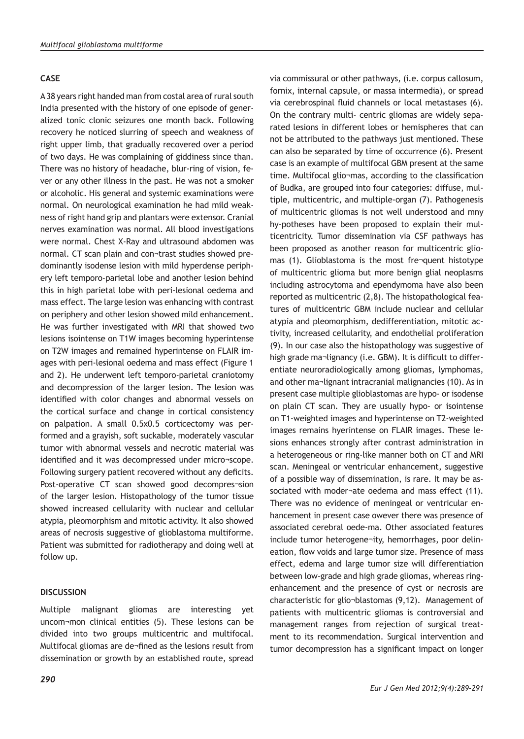## CASE

A 38 years right handed man from costal area of rural south India presented with the history of one episode of generalized tonic clonic seizures one month back. Following recovery he noticed slurring of speech and weakness of right upper limb, that gradually recovered over a period of two days. He was complaining of giddiness since than. There was no history of headache, blur-ring of vision, fever or any other illness in the past. He was not a smoker or alcoholic. His general and systemic examinations were normal. On neurological examination he had mild weakness of right hand grip and plantars were extensor. Cranial nerves examination was normal. All blood investigations were normal. Chest X-Ray and ultrasound abdomen was normal. CT scan plain and con¬trast studies showed predominantly isodense lesion with mild hyperdense periphery left temporo-parietal lobe and another lesion behind this in high parietal lobe with peri-lesional oedema and mass effect. The large lesion was enhancing with contrast on periphery and other lesion showed mild enhancement. He was further investigated with MRI that showed two lesions isointense on T1W images becoming hyperintense on T2W images and remained hyperintense on FLAIR images with peri-lesional oedema and mass effect (Figure 1 and 2). He underwent left temporo-parietal craniotomy and decompression of the larger lesion. The lesion was identified with color changes and abnormal vessels on the cortical surface and change in cortical consistency on palpation. A small 0.5x0.5 corticectomy was performed and a grayish, soft suckable, moderately vascular tumor with abnormal vessels and necrotic material was identified and it was decompressed under micro¬scope. Following surgery patient recovered without any deficits. Post-operative CT scan showed good decompres¬sion of the larger lesion. Histopathology of the tumor tissue showed increased cellularity with nuclear and cellular atypia, pleomorphism and mitotic activity. It also showed areas of necrosis suggestive of glioblastoma multiforme. Patient was submitted for radiotherapy and doing well at follow up.

## DISCUSSION

Multiple malignant gliomas are interesting yet uncom¬mon clinical entities (5). These lesions can be divided into two groups multicentric and multifocal. Multifocal gliomas are de¬fined as the lesions result from dissemination or growth by an established route, spread via commissural or other pathways, (i.e. corpus callosum, fornix, internal capsule, or massa intermedia), or spread via cerebrospinal fluid channels or local metastases (6). On the contrary multi- centric gliomas are widely separated lesions in different lobes or hemispheres that can not be attributed to the pathways just mentioned. These can also be separated by time of occurrence (6). Present case is an example of multifocal GBM present at the same time. Multifocal glio¬mas, according to the classification of Budka, are grouped into four categories: diffuse, multiple, multicentric, and multiple-organ (7). Pathogenesis of multicentric gliomas is not well understood and mny hy-potheses have been proposed to explain their multicentricity. Tumor dissemination via CSF pathways has been proposed as another reason for multicentric gliomas (1). Glioblastoma is the most fre¬quent histotype of multicentric glioma but more benign glial neoplasms including astrocytoma and ependymoma have also been reported as multicentric (2,8). The histopathological features of multicentric GBM include nuclear and cellular atypia and pleomorphism, dedifferentiation, mitotic activity, increased cellularity, and endothelial proliferation (9). In our case also the histopathology was suggestive of high grade ma¬lignancy (i.e. GBM). It is difficult to differentiate neuroradiologically among gliomas, lymphomas, and other ma¬lignant intracranial malignancies (10). As in present case multiple glioblastomas are hypo- or isodense on plain CT scan. They are usually hypo- or isointense on T1-weighted images and hyperintense on T2-weighted images remains hyperintense on FLAIR images. These lesions enhances strongly after contrast administration in a heterogeneous or ring-like manner both on CT and MRI scan. Meningeal or ventricular enhancement, suggestive of a possible way of dissemination, is rare. It may be associated with moder¬ate oedema and mass effect (11). There was no evidence of meningeal or ventricular enhancement in present case owever there was presence of associated cerebral oede-ma. Other associated features include tumor heterogene¬ity, hemorrhages, poor delineation, flow voids and large tumor size. Presence of mass effect, edema and large tumor size will differentiation between low-grade and high grade gliomas, whereas ring-enhancement and the presence of cyst or necrosis are characteristic for glio¬blastomas (9,12). Management of patients with multicentric gliomas is controversial and management ranges from rejection of surgical treatment to its recommendation. Surgical intervention and tumor decompression has a significant impact on longer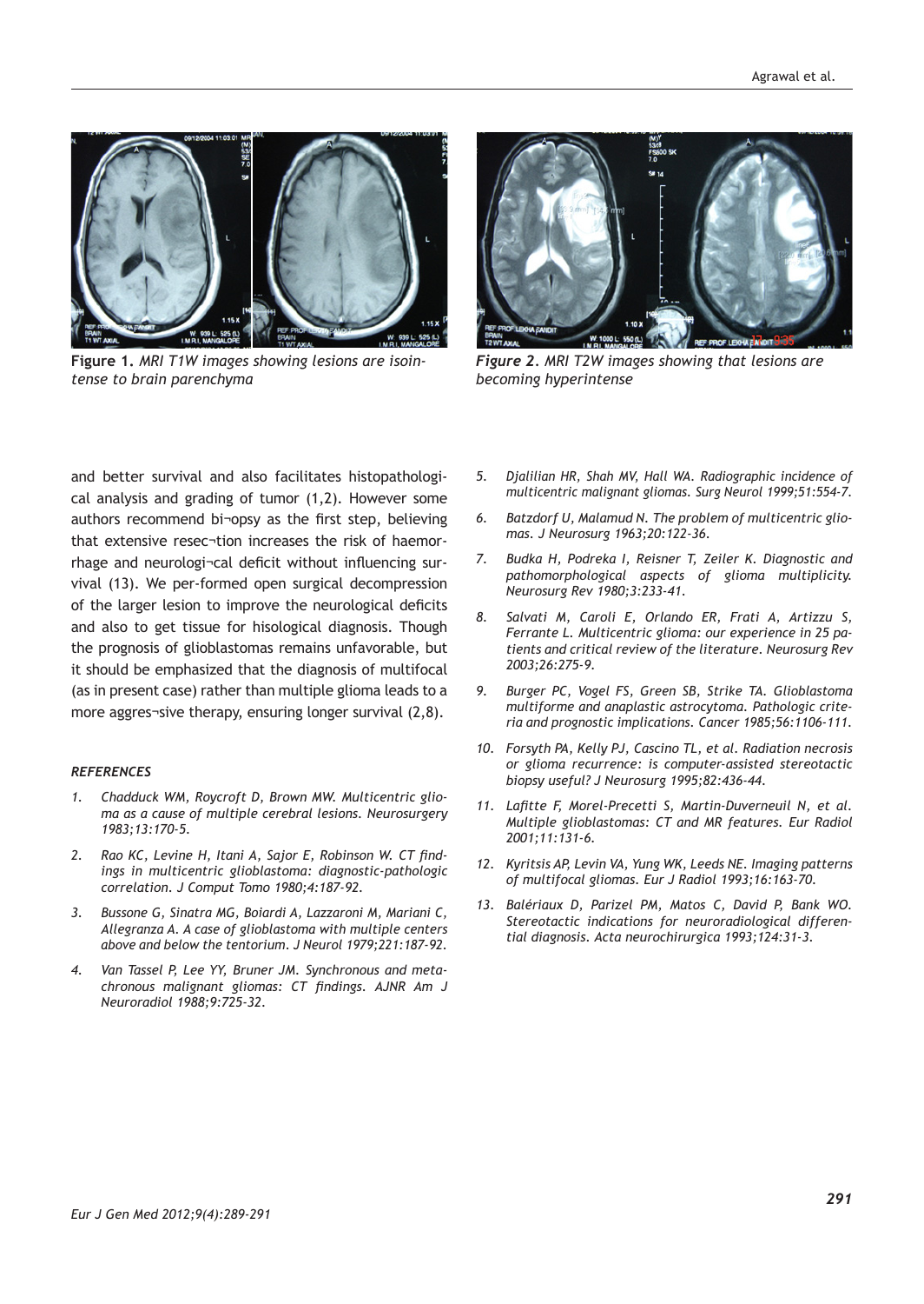**Figure 1.** *MRI T1W images showing lesions are isointense to brain parenchyma*

***Figure 2****. MRI T2W images showing that lesions are becoming hyperintense*

and better survival and also facilitates histopathological analysis and grading of tumor (1,2). However some authors recommend bi¬opsy as the first step, believing that extensive resec¬tion increases the risk of haemorrhage and neurologi¬cal deficit without influencing survival (13). We per-formed open surgical decompression of the larger lesion to improve the neurological deficits and also to get tissue for hisological diagnosis. Though the prognosis of glioblastomas remains unfavorable, but it should be emphasized that the diagnosis of multifocal (as in present case) rather than multiple glioma leads to a more aggres¬sive therapy, ensuring longer survival (2,8).

#### *REFERENCES*

1. *Chadduck WM, Roycroft D, Brown MW. Multicentric glioma as a cause of multiple cerebral lesions. Neurosurgery 1983;13:170-5.*
2. *Rao KC, Levine H, Itani A, Sajor E, Robinson W. CT findings in multicentric glioblastoma: diagnostic-pathologic correlation. J Comput Tomo 1980;4:187-92.*
3. *Bussone G, Sinatra MG, Boiardi A, Lazzaroni M, Mariani C, Allegranza A. A case of glioblastoma with multiple centers above and below the tentorium. J Neurol 1979;221:187-92.*
4. *Van Tassel P, Lee YY, Bruner JM. Synchronous and metachronous malignant gliomas: CT findings. AJNR Am J Neuroradiol 1988;9:725-32.*
5. *Djalilian HR, Shah MV, Hall WA. Radiographic incidence of multicentric malignant gliomas. Surg Neurol 1999;51:554-7.*
6. *Batzdorf U, Malamud N. The problem of multicentric gliomas. J Neurosurg 1963;20:122-36.*
7. *Budka H, Podreka I, Reisner T, Zeiler K. Diagnostic and pathomorphological aspects of glioma multiplicity. Neurosurg Rev 1980;3:233-41.*
8. *Salvati M, Caroli E, Orlando ER, Frati A, Artizzu S, Ferrante L. Multicentric glioma: our experience in 25 patients and critical review of the literature. Neurosurg Rev 2003;26:275-9.*
9. *Burger PC, Vogel FS, Green SB, Strike TA. Glioblastoma multiforme and anaplastic astrocytoma. Pathologic criteria and prognostic implications. Cancer 1985;56:1106-111.*
10. *Forsyth PA, Kelly PJ, Cascino TL, et al. Radiation necrosis or glioma recurrence: is computer-assisted stereotactic biopsy useful? J Neurosurg 1995;82:436-44.*
11. *Lafitte F, Morel-Precetti S, Martin-Duverneuil N, et al. Multiple glioblastomas: CT and MR features. Eur Radiol 2001;11:131-6.*
12. *Kyritsis AP, Levin VA, Yung WK, Leeds NE. Imaging patterns of multifocal gliomas. Eur J Radiol 1993;16:163-70.*
13. *Balériaux D, Parizel PM, Matos C, David P, Bank WO. Stereotactic indications for neuroradiological differential diagnosis. Acta neurochirurgica 1993;124:31-3.*